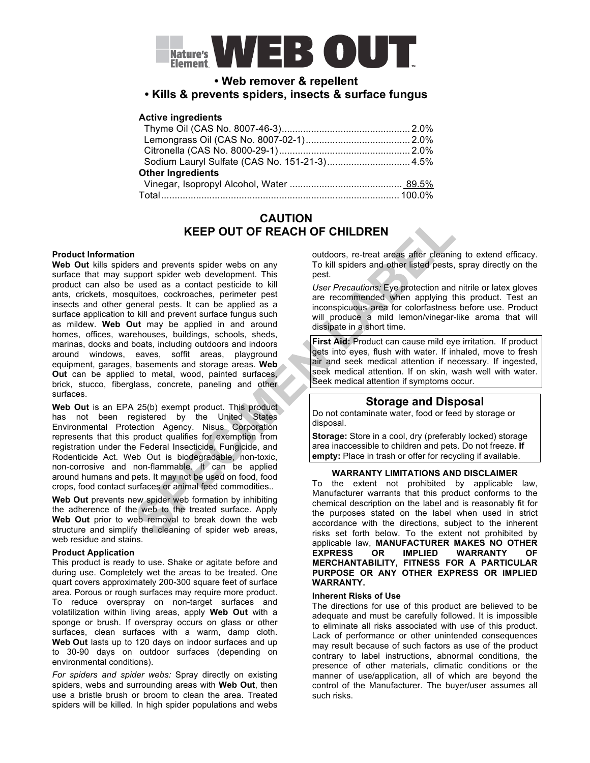# Nature's Element WEB OUT™

**• Web remover & repellent**
**• Kills & prevents spiders, insects & surface fungus**

| **Active ingredients** | |
|---|---|
| Thyme Oil (CAS No. 8007-46-3) | 2.0% |
| Lemongrass Oil (CAS No. 8007-02-1) | 2.0% |
| Citronella (CAS No. 8000-29-1) | 2.0% |
| Sodium Lauryl Sulfate (CAS No. 151-21-3) | 4.5% |
| **Other Ingredients** | |
| Vinegar, Isopropyl Alcohol, Water | 89.5% |
| Total | 100.0% |

## CAUTION
## KEEP OUT OF REACH OF CHILDREN

### Product Information

**Web Out** kills spiders and prevents spider webs on any surface that may support spider web development. This product can also be used as a contact pesticide to kill ants, crickets, mosquitoes, cockroaches, perimeter pest insects and other general pests. It can be applied as a surface application to kill and prevent surface fungus such as mildew. **Web Out** may be applied in and around homes, offices, warehouses, buildings, schools, sheds, marinas, docks and boats, including outdoors and indoors around windows, eaves, soffit areas, playground equipment, garages, basements and storage areas. **Web Out** can be applied to metal, wood, painted surfaces, brick, stucco, fiberglass, concrete, paneling and other surfaces.

**Web Out** is an EPA 25(b) exempt product. This product has not been registered by the United States Environmental Protection Agency. Nisus Corporation represents that this product qualifies for exemption from registration under the Federal Insecticide, Fungicide, and Rodenticide Act. Web Out is biodegradable, non-toxic, non-corrosive and non-flammable. It can be applied around humans and pets. It may not be used on food, food crops, food contact surfaces or animal feed commodities..

**Web Out** prevents new spider web formation by inhibiting the adherence of the web to the treated surface. Apply **Web Out** prior to web removal to break down the web structure and simplify the cleaning of spider web areas, web residue and stains.

### Product Application

This product is ready to use. Shake or agitate before and during use. Completely wet the areas to be treated. One quart covers approximately 200-300 square feet of surface area. Porous or rough surfaces may require more product. To reduce overspray on non-target surfaces and volatilization within living areas, apply **Web Out** with a sponge or brush. If overspray occurs on glass or other surfaces, clean surfaces with a warm, damp cloth. **Web Out** lasts up to 120 days on indoor surfaces and up to 30-90 days on outdoor surfaces (depending on environmental conditions).

*For spiders and spider webs:* Spray directly on existing spiders, webs and surrounding areas with **Web Out**, then use a bristle brush or broom to clean the area. Treated spiders will be killed. In high spider populations and webs outdoors, re-treat areas after cleaning to extend efficacy. To kill spiders and other listed pests, spray directly on the pest.

*User Precautions:* Eye protection and nitrile or latex gloves are recommended when applying this product. Test an inconspicuous area for colorfastness before use. Product will produce a mild lemon/vinegar-like aroma that will dissipate in a short time.

**First Aid:** Product can cause mild eye irritation. If product gets into eyes, flush with water. If inhaled, move to fresh air and seek medical attention if necessary. If ingested, seek medical attention. If on skin, wash well with water. Seek medical attention if symptoms occur.

### Storage and Disposal

Do not contaminate water, food or feed by storage or disposal.

**Storage:** Store in a cool, dry (preferably locked) storage area inaccessible to children and pets. Do not freeze. **If empty:** Place in trash or offer for recycling if available.

### WARRANTY LIMITATIONS AND DISCLAIMER

To the extent not prohibited by applicable law, Manufacturer warrants that this product conforms to the chemical description on the label and is reasonably fit for the purposes stated on the label when used in strict accordance with the directions, subject to the inherent risks set forth below. To the extent not prohibited by applicable law, **MANUFACTURER MAKES NO OTHER EXPRESS OR IMPLIED WARRANTY OF MERCHANTABILITY, FITNESS FOR A PARTICULAR PURPOSE OR ANY OTHER EXPRESS OR IMPLIED WARRANTY.**

### Inherent Risks of Use

The directions for use of this product are believed to be adequate and must be carefully followed. It is impossible to eliminate all risks associated with use of this product. Lack of performance or other unintended consequences may result because of such factors as use of the product contrary to label instructions, abnormal conditions, the presence of other materials, climatic conditions or the manner of use/application, all of which are beyond the control of the Manufacturer. The buyer/user assumes all such risks.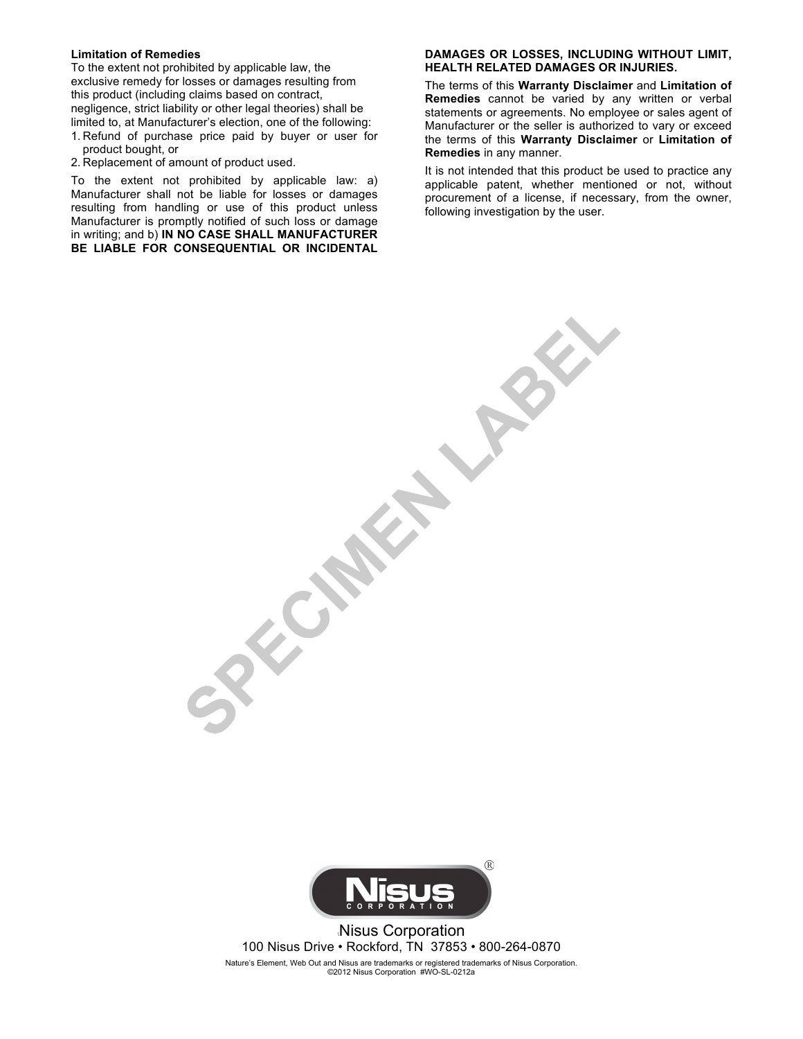**Limitation of Remedies**

To the extent not prohibited by applicable law, the exclusive remedy for losses or damages resulting from this product (including claims based on contract, negligence, strict liability or other legal theories) shall be limited to, at Manufacturer's election, one of the following:

1. Refund of purchase price paid by buyer or user for product bought, or
2. Replacement of amount of product used.

To the extent not prohibited by applicable law: a) Manufacturer shall not be liable for losses or damages resulting from handling or use of this product unless Manufacturer is promptly notified of such loss or damage in writing; and b) **IN NO CASE SHALL MANUFACTURER BE LIABLE FOR CONSEQUENTIAL OR INCIDENTAL DAMAGES OR LOSSES, INCLUDING WITHOUT LIMIT, HEALTH RELATED DAMAGES OR INJURIES.**

The terms of this **Warranty Disclaimer** and **Limitation of Remedies** cannot be varied by any written or verbal statements or agreements. No employee or sales agent of Manufacturer or the seller is authorized to vary or exceed the terms of this **Warranty Disclaimer** or **Limitation of Remedies** in any manner.

It is not intended that this product be used to practice any applicable patent, whether mentioned or not, without procurement of a license, if necessary, from the owner, following investigation by the user.

SPECIMEN LABEL

Nisus Corporation

100 Nisus Drive • Rockford, TN 37853 • 800-264-0870

Nature's Element, Web Out and Nisus are trademarks or registered trademarks of Nisus Corporation.
©2012 Nisus Corporation #WO-SL-0212a